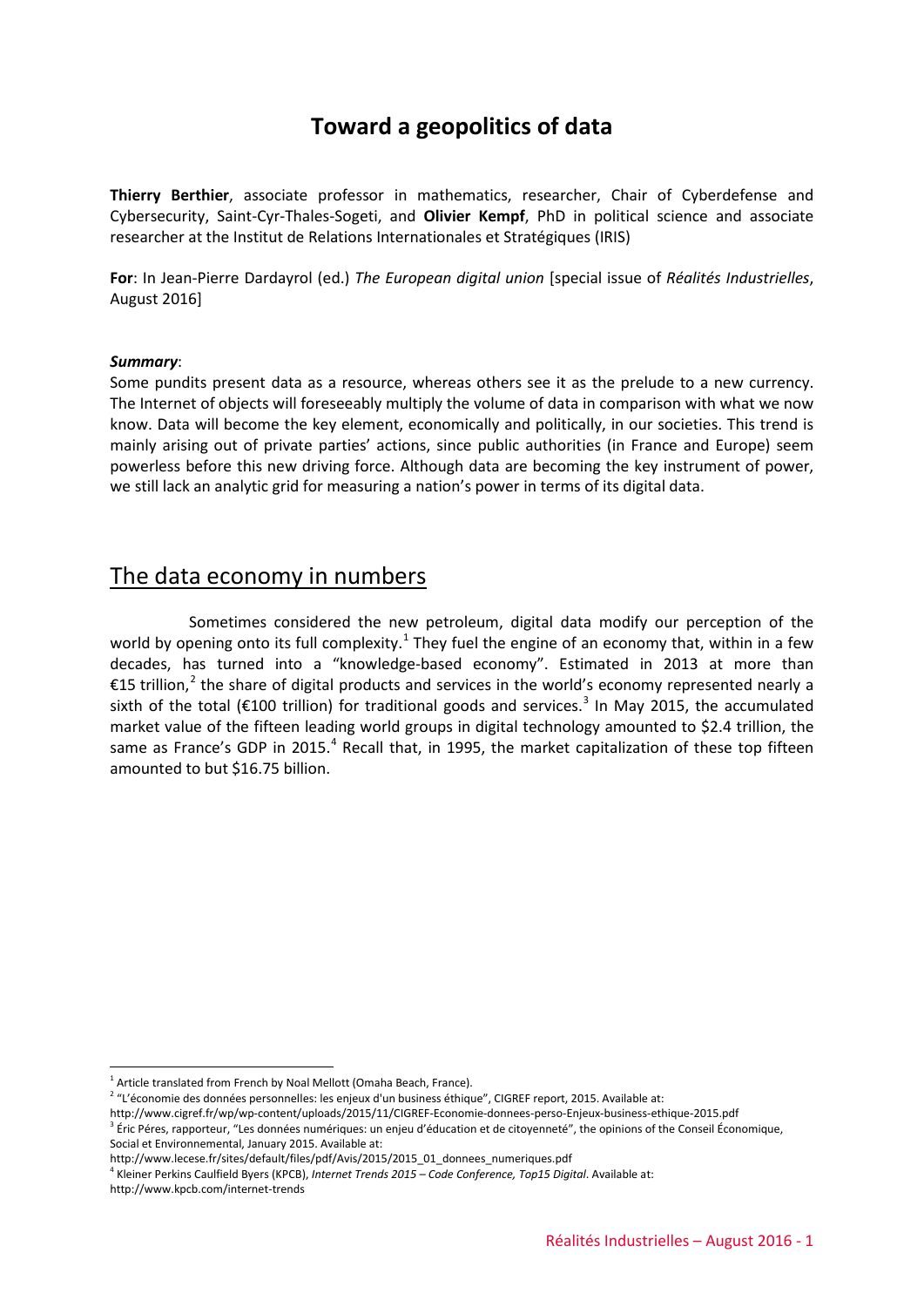# Toward a geopolitics of data

**Thierry Berthier**, associate professor in mathematics, researcher, Chair of Cyberdefense and Cybersecurity, Saint-Cyr-Thales-Sogeti, and **Olivier Kempf**, PhD in political science and associate researcher at the Institut de Relations Internationales et Stratégiques (IRIS)

**For**: In Jean-Pierre Dardayrol (ed.) *The European digital union* [special issue of *Réalités Industrielles*, August 2016]

***Summary***:

Some pundits present data as a resource, whereas others see it as the prelude to a new currency. The Internet of objects will foreseeably multiply the volume of data in comparison with what we now know. Data will become the key element, economically and politically, in our societies. This trend is mainly arising out of private parties' actions, since public authorities (in France and Europe) seem powerless before this new driving force. Although data are becoming the key instrument of power, we still lack an analytic grid for measuring a nation's power in terms of its digital data.

## The data economy in numbers

Sometimes considered the new petroleum, digital data modify our perception of the world by opening onto its full complexity.[1] They fuel the engine of an economy that, within in a few decades, has turned into a "knowledge-based economy". Estimated in 2013 at more than €15 trillion,[2] the share of digital products and services in the world's economy represented nearly a sixth of the total (€100 trillion) for traditional goods and services.[3] In May 2015, the accumulated market value of the fifteen leading world groups in digital technology amounted to $2.4 trillion, the same as France's GDP in 2015.[4] Recall that, in 1995, the market capitalization of these top fifteen amounted to but $16.75 billion.

---

[1] Article translated from French by Noal Mellott (Omaha Beach, France).

[2] "L'économie des données personnelles: les enjeux d'un business éthique", CIGREF report, 2015. Available at: http://www.cigref.fr/wp/wp-content/uploads/2015/11/CIGREF-Economie-donnees-perso-Enjeux-business-ethique-2015.pdf

[3] Éric Péres, rapporteur, "Les données numériques: un enjeu d'éducation et de citoyenneté", the opinions of the Conseil Économique, Social et Environnemental, January 2015. Available at: http://www.lecese.fr/sites/default/files/pdf/Avis/2015/2015_01_donnees_numeriques.pdf

[4] Kleiner Perkins Caulfield Byers (KPCB), *Internet Trends 2015 – Code Conference, Top15 Digital*. Available at: http://www.kpcb.com/internet-trends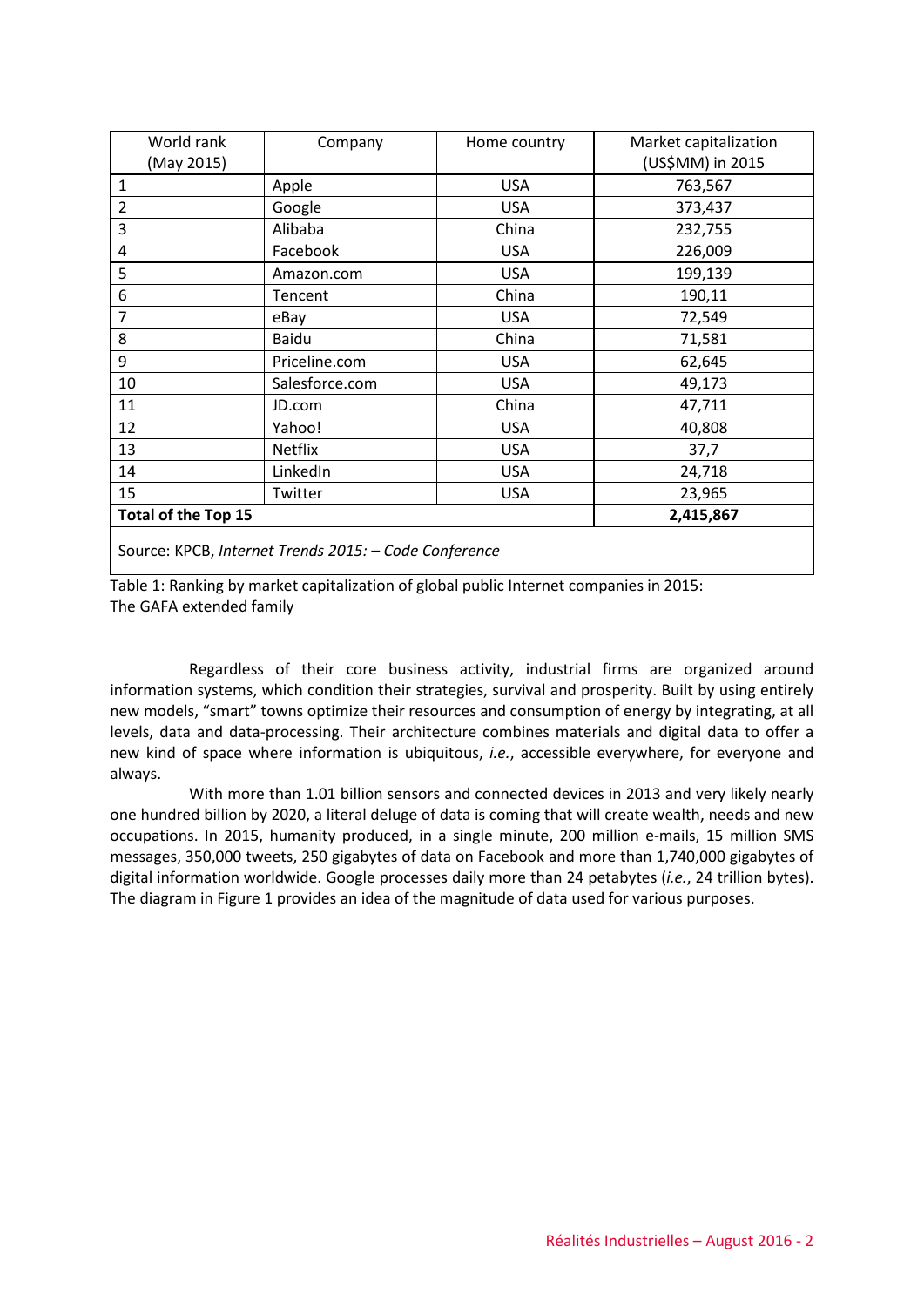| World rank (May 2015) | Company | Home country | Market capitalization (US$MM) in 2015 |
|---|---|---|---|
| 1 | Apple | USA | 763,567 |
| 2 | Google | USA | 373,437 |
| 3 | Alibaba | China | 232,755 |
| 4 | Facebook | USA | 226,009 |
| 5 | Amazon.com | USA | 199,139 |
| 6 | Tencent | China | 190,11 |
| 7 | eBay | USA | 72,549 |
| 8 | Baidu | China | 71,581 |
| 9 | Priceline.com | USA | 62,645 |
| 10 | Salesforce.com | USA | 49,173 |
| 11 | JD.com | China | 47,711 |
| 12 | Yahoo! | USA | 40,808 |
| 13 | Netflix | USA | 37,7 |
| 14 | LinkedIn | USA | 24,718 |
| 15 | Twitter | USA | 23,965 |
| **Total of the Top 15** | | | **2,415,867** |

Source: KPCB, *Internet Trends 2015: – Code Conference*

Table 1: Ranking by market capitalization of global public Internet companies in 2015: The GAFA extended family

Regardless of their core business activity, industrial firms are organized around information systems, which condition their strategies, survival and prosperity. Built by using entirely new models, "smart" towns optimize their resources and consumption of energy by integrating, at all levels, data and data-processing. Their architecture combines materials and digital data to offer a new kind of space where information is ubiquitous, *i.e.*, accessible everywhere, for everyone and always.

With more than 1.01 billion sensors and connected devices in 2013 and very likely nearly one hundred billion by 2020, a literal deluge of data is coming that will create wealth, needs and new occupations. In 2015, humanity produced, in a single minute, 200 million e-mails, 15 million SMS messages, 350,000 tweets, 250 gigabytes of data on Facebook and more than 1,740,000 gigabytes of digital information worldwide. Google processes daily more than 24 petabytes (*i.e.*, 24 trillion bytes). The diagram in Figure 1 provides an idea of the magnitude of data used for various purposes.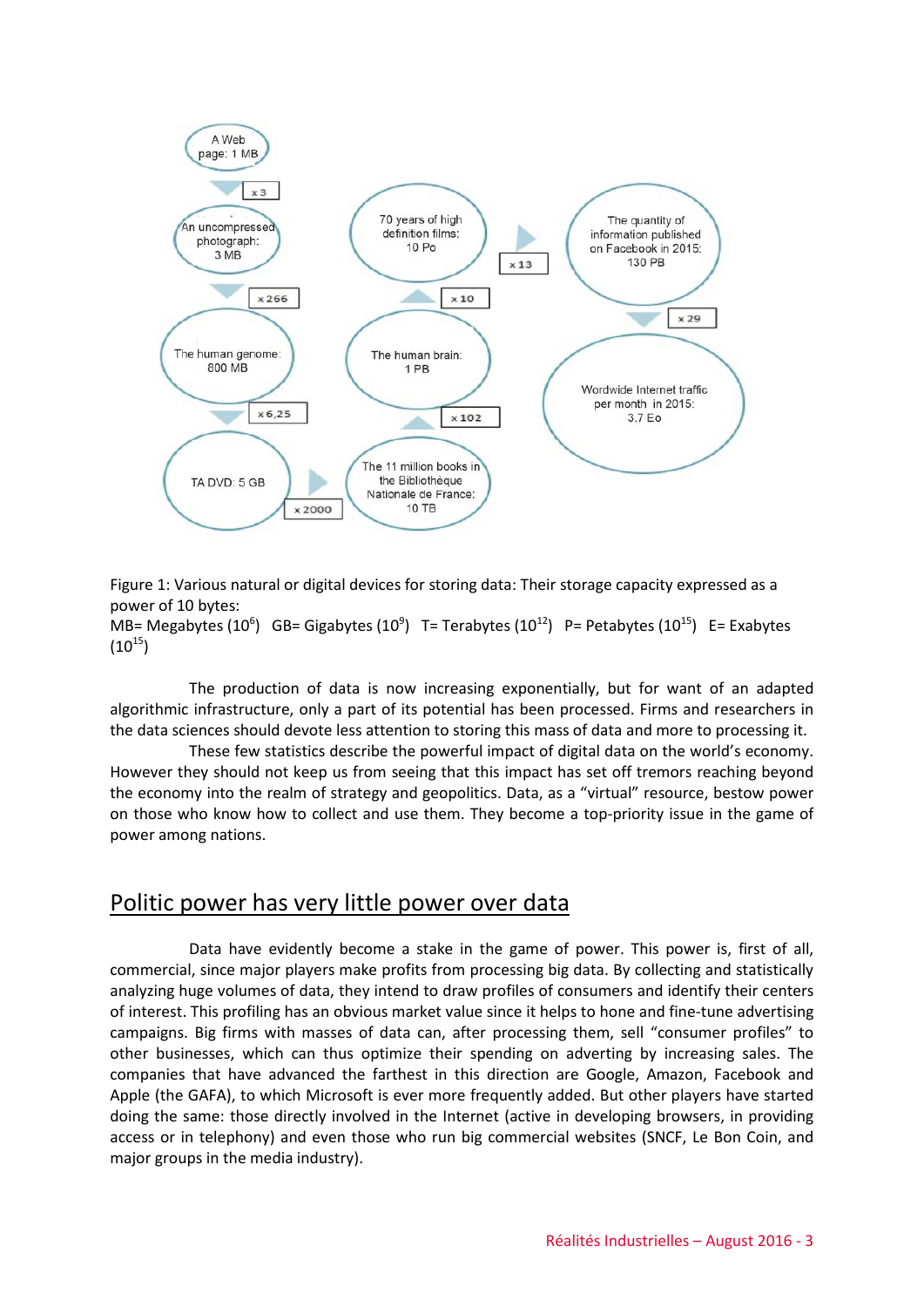A Web page: 1 MB

x 3

An uncompressed photograph: 3 MB

x 266

The human genome: 800 MB

x 6,25

TA DVD: 5 GB

x 2000

The 11 million books in the Bibliothèque Nationale de France: 10 TB

x 102

The human brain: 1 PB

x 10

70 years of high definition films: 10 Po

x 13

The quantity of information published on Facebook in 2015: 130 PB

x 29

Wordwide Internet traffic per month in 2015: 3.7 Eo

Figure 1: Various natural or digital devices for storing data: Their storage capacity expressed as a power of 10 bytes:
MB= Megabytes ($10^6$) GB= Gigabytes ($10^9$) T= Terabytes ($10^{12}$) P= Petabytes ($10^{15}$) E= Exabytes ($10^{15}$)

The production of data is now increasing exponentially, but for want of an adapted algorithmic infrastructure, only a part of its potential has been processed. Firms and researchers in the data sciences should devote less attention to storing this mass of data and more to processing it.

These few statistics describe the powerful impact of digital data on the world's economy. However they should not keep us from seeing that this impact has set off tremors reaching beyond the economy into the realm of strategy and geopolitics. Data, as a "virtual" resource, bestow power on those who know how to collect and use them. They become a top-priority issue in the game of power among nations.

## Politic power has very little power over data

Data have evidently become a stake in the game of power. This power is, first of all, commercial, since major players make profits from processing big data. By collecting and statistically analyzing huge volumes of data, they intend to draw profiles of consumers and identify their centers of interest. This profiling has an obvious market value since it helps to hone and fine-tune advertising campaigns. Big firms with masses of data can, after processing them, sell "consumer profiles" to other businesses, which can thus optimize their spending on adverting by increasing sales. The companies that have advanced the farthest in this direction are Google, Amazon, Facebook and Apple (the GAFA), to which Microsoft is ever more frequently added. But other players have started doing the same: those directly involved in the Internet (active in developing browsers, in providing access or in telephony) and even those who run big commercial websites (SNCF, Le Bon Coin, and major groups in the media industry).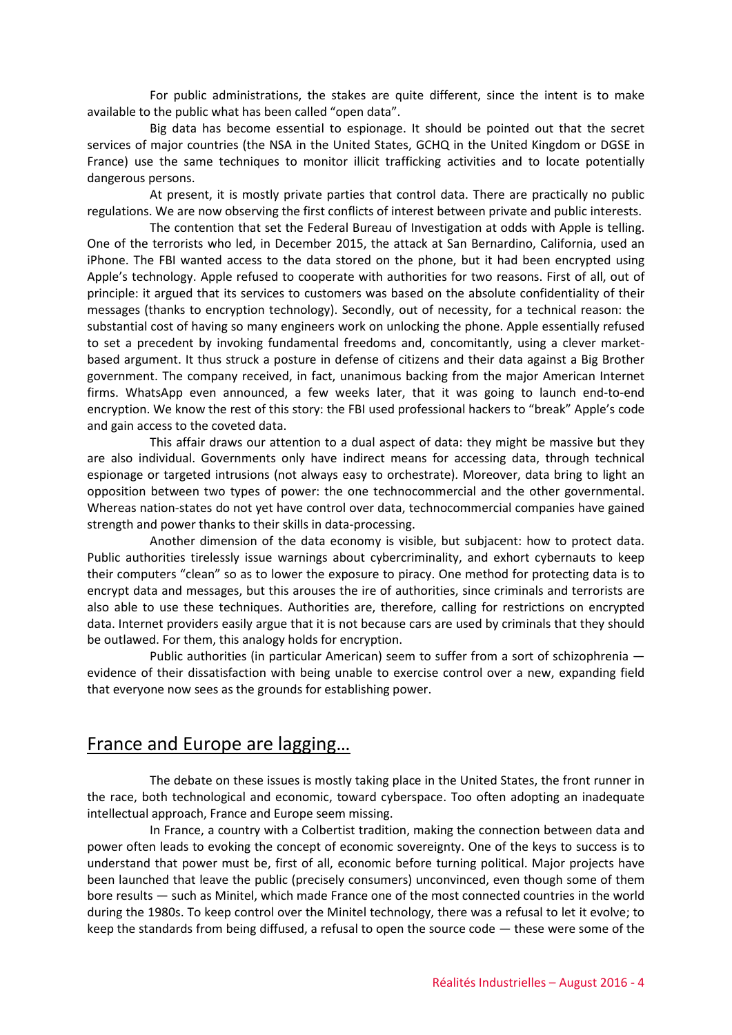For public administrations, the stakes are quite different, since the intent is to make available to the public what has been called "open data".

Big data has become essential to espionage. It should be pointed out that the secret services of major countries (the NSA in the United States, GCHQ in the United Kingdom or DGSE in France) use the same techniques to monitor illicit trafficking activities and to locate potentially dangerous persons.

At present, it is mostly private parties that control data. There are practically no public regulations. We are now observing the first conflicts of interest between private and public interests.

The contention that set the Federal Bureau of Investigation at odds with Apple is telling. One of the terrorists who led, in December 2015, the attack at San Bernardino, California, used an iPhone. The FBI wanted access to the data stored on the phone, but it had been encrypted using Apple's technology. Apple refused to cooperate with authorities for two reasons. First of all, out of principle: it argued that its services to customers was based on the absolute confidentiality of their messages (thanks to encryption technology). Secondly, out of necessity, for a technical reason: the substantial cost of having so many engineers work on unlocking the phone. Apple essentially refused to set a precedent by invoking fundamental freedoms and, concomitantly, using a clever market-based argument. It thus struck a posture in defense of citizens and their data against a Big Brother government. The company received, in fact, unanimous backing from the major American Internet firms. WhatsApp even announced, a few weeks later, that it was going to launch end-to-end encryption. We know the rest of this story: the FBI used professional hackers to "break" Apple's code and gain access to the coveted data.

This affair draws our attention to a dual aspect of data: they might be massive but they are also individual. Governments only have indirect means for accessing data, through technical espionage or targeted intrusions (not always easy to orchestrate). Moreover, data bring to light an opposition between two types of power: the one technocommercial and the other governmental. Whereas nation-states do not yet have control over data, technocommercial companies have gained strength and power thanks to their skills in data-processing.

Another dimension of the data economy is visible, but subjacent: how to protect data. Public authorities tirelessly issue warnings about cybercriminality, and exhort cybernauts to keep their computers "clean" so as to lower the exposure to piracy. One method for protecting data is to encrypt data and messages, but this arouses the ire of authorities, since criminals and terrorists are also able to use these techniques. Authorities are, therefore, calling for restrictions on encrypted data. Internet providers easily argue that it is not because cars are used by criminals that they should be outlawed. For them, this analogy holds for encryption.

Public authorities (in particular American) seem to suffer from a sort of schizophrenia — evidence of their dissatisfaction with being unable to exercise control over a new, expanding field that everyone now sees as the grounds for establishing power.

## France and Europe are lagging…

The debate on these issues is mostly taking place in the United States, the front runner in the race, both technological and economic, toward cyberspace. Too often adopting an inadequate intellectual approach, France and Europe seem missing.

In France, a country with a Colbertist tradition, making the connection between data and power often leads to evoking the concept of economic sovereignty. One of the keys to success is to understand that power must be, first of all, economic before turning political. Major projects have been launched that leave the public (precisely consumers) unconvinced, even though some of them bore results — such as Minitel, which made France one of the most connected countries in the world during the 1980s. To keep control over the Minitel technology, there was a refusal to let it evolve; to keep the standards from being diffused, a refusal to open the source code — these were some of the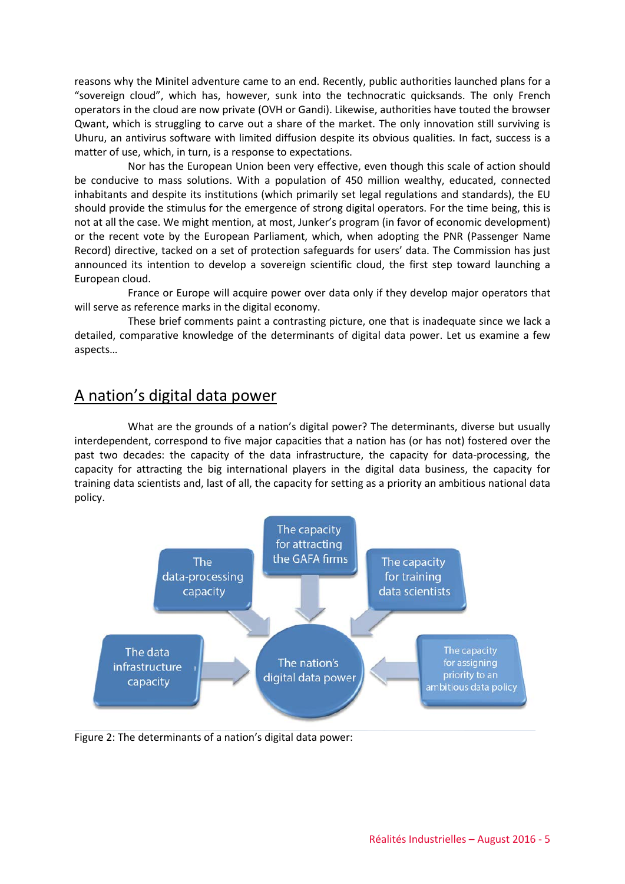reasons why the Minitel adventure came to an end. Recently, public authorities launched plans for a "sovereign cloud", which has, however, sunk into the technocratic quicksands. The only French operators in the cloud are now private (OVH or Gandi). Likewise, authorities have touted the browser Qwant, which is struggling to carve out a share of the market. The only innovation still surviving is Uhuru, an antivirus software with limited diffusion despite its obvious qualities. In fact, success is a matter of use, which, in turn, is a response to expectations.

Nor has the European Union been very effective, even though this scale of action should be conducive to mass solutions. With a population of 450 million wealthy, educated, connected inhabitants and despite its institutions (which primarily set legal regulations and standards), the EU should provide the stimulus for the emergence of strong digital operators. For the time being, this is not at all the case. We might mention, at most, Junker's program (in favor of economic development) or the recent vote by the European Parliament, which, when adopting the PNR (Passenger Name Record) directive, tacked on a set of protection safeguards for users' data. The Commission has just announced its intention to develop a sovereign scientific cloud, the first step toward launching a European cloud.

France or Europe will acquire power over data only if they develop major operators that will serve as reference marks in the digital economy.

These brief comments paint a contrasting picture, one that is inadequate since we lack a detailed, comparative knowledge of the determinants of digital data power. Let us examine a few aspects…

## A nation's digital data power

What are the grounds of a nation's digital power? The determinants, diverse but usually interdependent, correspond to five major capacities that a nation has (or has not) fostered over the past two decades: the capacity of the data infrastructure, the capacity for data-processing, the capacity for attracting the big international players in the digital data business, the capacity for training data scientists and, last of all, the capacity for setting as a priority an ambitious national data policy.

The data-processing capacity

The capacity for attracting the GAFA firms

The capacity for training data scientists

The data infrastructure capacity

The nation's digital data power

The capacity for assigning priority to an ambitious data policy

Figure 2: The determinants of a nation's digital data power: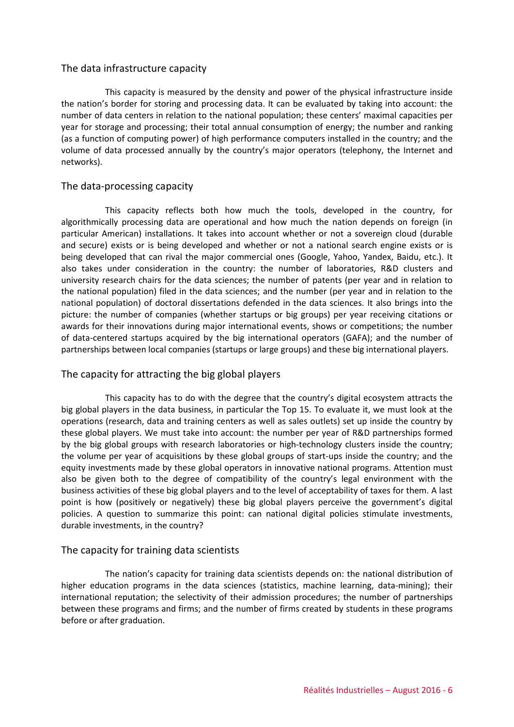## The data infrastructure capacity

This capacity is measured by the density and power of the physical infrastructure inside the nation's border for storing and processing data. It can be evaluated by taking into account: the number of data centers in relation to the national population; these centers' maximal capacities per year for storage and processing; their total annual consumption of energy; the number and ranking (as a function of computing power) of high performance computers installed in the country; and the volume of data processed annually by the country's major operators (telephony, the Internet and networks).

## The data-processing capacity

This capacity reflects both how much the tools, developed in the country, for algorithmically processing data are operational and how much the nation depends on foreign (in particular American) installations. It takes into account whether or not a sovereign cloud (durable and secure) exists or is being developed and whether or not a national search engine exists or is being developed that can rival the major commercial ones (Google, Yahoo, Yandex, Baidu, etc.). It also takes under consideration in the country: the number of laboratories, R&D clusters and university research chairs for the data sciences; the number of patents (per year and in relation to the national population) filed in the data sciences; and the number (per year and in relation to the national population) of doctoral dissertations defended in the data sciences. It also brings into the picture: the number of companies (whether startups or big groups) per year receiving citations or awards for their innovations during major international events, shows or competitions; the number of data-centered startups acquired by the big international operators (GAFA); and the number of partnerships between local companies (startups or large groups) and these big international players.

## The capacity for attracting the big global players

This capacity has to do with the degree that the country's digital ecosystem attracts the big global players in the data business, in particular the Top 15. To evaluate it, we must look at the operations (research, data and training centers as well as sales outlets) set up inside the country by these global players. We must take into account: the number per year of R&D partnerships formed by the big global groups with research laboratories or high-technology clusters inside the country; the volume per year of acquisitions by these global groups of start-ups inside the country; and the equity investments made by these global operators in innovative national programs. Attention must also be given both to the degree of compatibility of the country's legal environment with the business activities of these big global players and to the level of acceptability of taxes for them. A last point is how (positively or negatively) these big global players perceive the government's digital policies. A question to summarize this point: can national digital policies stimulate investments, durable investments, in the country?

## The capacity for training data scientists

The nation's capacity for training data scientists depends on: the national distribution of higher education programs in the data sciences (statistics, machine learning, data-mining); their international reputation; the selectivity of their admission procedures; the number of partnerships between these programs and firms; and the number of firms created by students in these programs before or after graduation.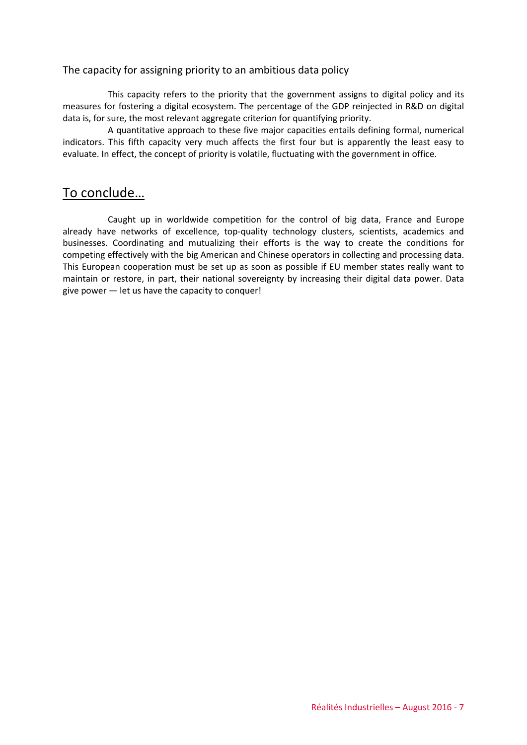### The capacity for assigning priority to an ambitious data policy

This capacity refers to the priority that the government assigns to digital policy and its measures for fostering a digital ecosystem. The percentage of the GDP reinjected in R&D on digital data is, for sure, the most relevant aggregate criterion for quantifying priority.

A quantitative approach to these five major capacities entails defining formal, numerical indicators. This fifth capacity very much affects the first four but is apparently the least easy to evaluate. In effect, the concept of priority is volatile, fluctuating with the government in office.

## To conclude…

Caught up in worldwide competition for the control of big data, France and Europe already have networks of excellence, top-quality technology clusters, scientists, academics and businesses. Coordinating and mutualizing their efforts is the way to create the conditions for competing effectively with the big American and Chinese operators in collecting and processing data. This European cooperation must be set up as soon as possible if EU member states really want to maintain or restore, in part, their national sovereignty by increasing their digital data power. Data give power — let us have the capacity to conquer!